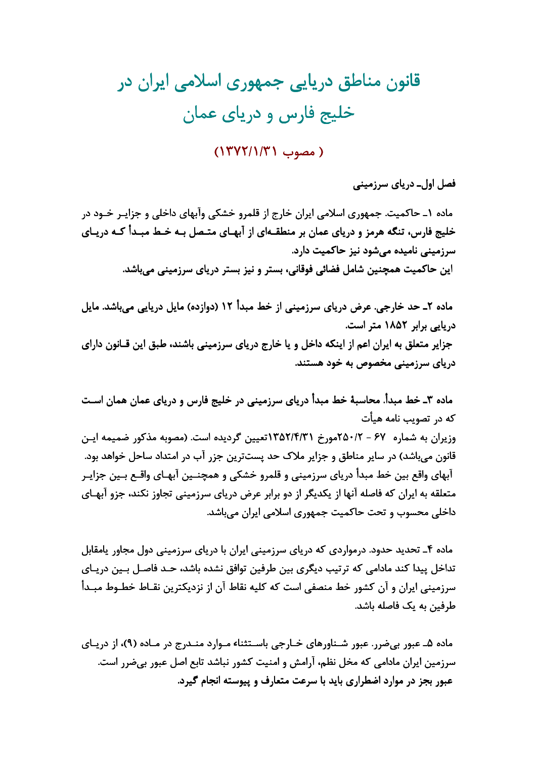# قانون مناطق دریایی جمهوری اسلامی ایران در خلیج فارس و دریای عمان

**( مصوب ۱۳۷۲/۱/۳۱)**

**فصل اول ـ دریای سرزمینی**

ماده ۱ـ حاکمیت. جمهوری اسلامی ایران خارج از قلمرو خشکی وآبهای داخلی و جزایر خود در **خلیج فارس، تنگه هرمز و دریای عمان بر منطقه‌ای از آبهای متصل به خط مبدأ که دریای سرزمینی نامیده می‌شود نیز حاکمیت دارد.**

**این حاکمیت همچنین شامل فضائی فوقانی، بستر و نیز بستر دریای سرزمینی می‌باشد.**

**ماده ۲ـ حد خارجی. عرض دریای سرزمینی از خط مبدأ ۱۲ (دوازده) مایل دریایی می‌باشد. مایل دریایی برابر ۱۸۵۲ متر است.**

**جزایر متعلق به ایران اعم از اینکه داخل و یا خارج دریای سرزمینی باشند، طبق این قانون دارای دریای سرزمینی مخصوص به خود هستند.**

**ماده ۳ـ خط مبدأ. محاسبهٔ خط مبدأ دریای سرزمینی در خلیج فارس و دریای عمان همان است** که در تصویب نامه هیأت

وزیران به شماره ۶۷ - ۲۵۰/۲مورخ ۱۳۵۲/۴/۳۱تعیین گردیده است. (مصوبه مذکور ضمیمه این قانون می‌باشد) در سایر مناطق و جزایر ملاک حد پست‌ترین جزر آب در امتداد ساحل خواهد بود.

آبهای واقع بین خط مبدأ دریای سرزمینی و قلمرو خشکی و همچنین آبهای واقع بین جزایر متعلقه به ایران که فاصله آنها از یکدیگر از دو برابر عرض دریای سرزمینی تجاوز نکند، جزو آبهای داخلی محسوب و تحت حاکمیت جمهوری اسلامی ایران می‌باشد.

ماده ۴ـ تحدید حدود. درمواردی که دریای سرزمینی ایران با دریای سرزمینی دول مجاور یامقابل تداخل پیدا کند مادامی که ترتیب دیگری بین طرفین توافق نشده باشد، حد فاصل بین دریای سرزمینی ایران و آن کشور خط منصفی است که کلیه نقاط آن از نزدیکترین نقاط خطوط مبدأ طرفین به یک فاصله باشد.

ماده ۵ـ عبور بی‌ضرر. عبور شناورهای خارجی باستثناء موارد مندرج در ماده (۹)، از دریای سرزمین ایران مادامی که مخل نظم، آرامش و امنیت کشور نباشد تابع اصل عبور بی‌ضرر است.

**عبور بجز در موارد اضطراری باید با سرعت متعارف و پیوسته انجام گیرد.**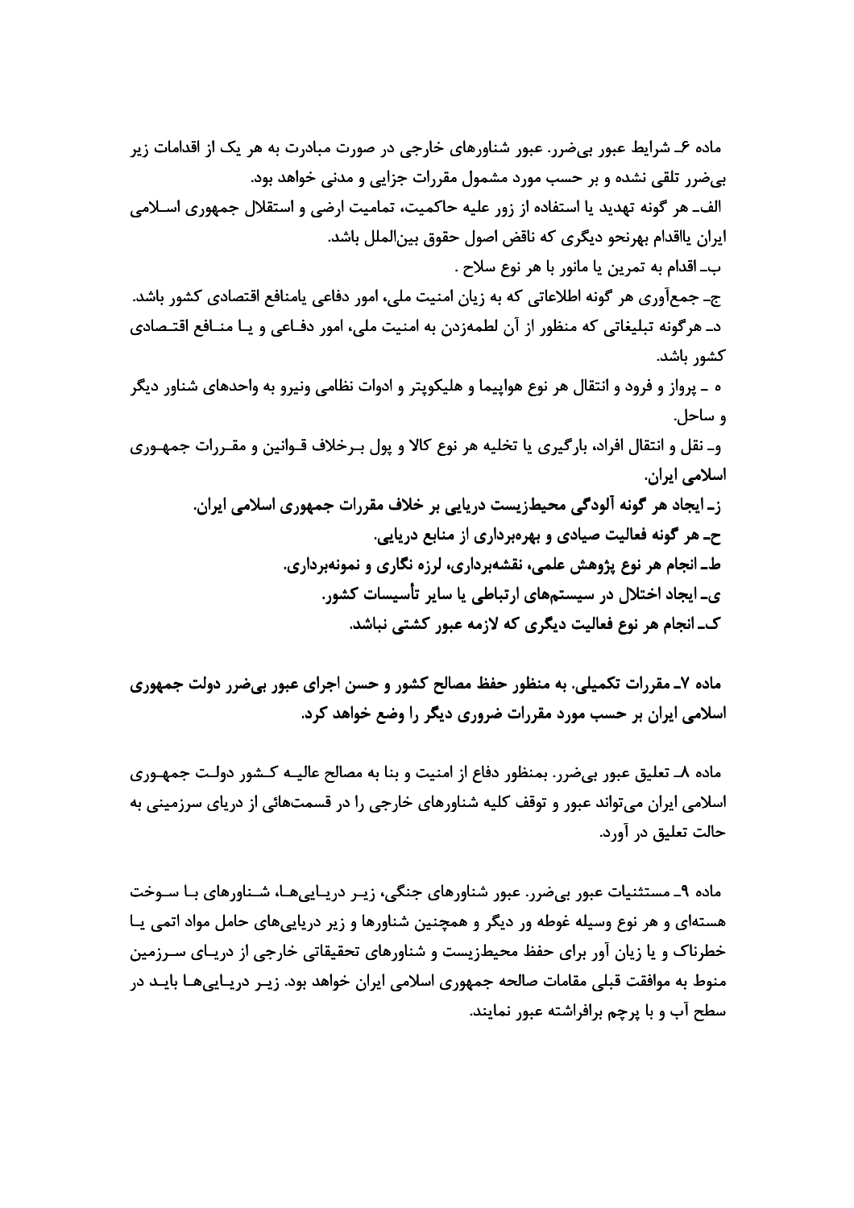ماده ۶ـ شرایط عبور بی‌ضرر. عبور شناورهای خارجی در صورت مبادرت به هر یک از اقدامات زیر بی‌ضرر تلقی نشده و بر حسب مورد مشمول مقررات جزایی و مدنی خواهد بود.

الف ـ هر گونه تهدید یا استفاده از زور علیه حاکمیت، تمامیت ارضی و استقلال جمهوری اسلامی ایران یااقدام بهرنحو دیگری که ناقض اصول حقوق بین‌الملل باشد.

ب ـ اقدام به تمرین یا مانور با هر نوع سلاح .

ج ـ جمع‌آوری هر گونه اطلاعاتی که به زیان امنیت ملی، امور دفاعی یامنافع اقتصادی کشور باشد.

د ـ هرگونه تبلیغاتی که منظور از آن لطمه‌زدن به امنیت ملی، امور دفاعی و یا منافع اقتصادی کشور باشد.

ه ـ پرواز و فرود و انتقال هر نوع هواپیما و هلیکوپتر و ادوات نظامی ونیرو به واحدهای شناور دیگر و ساحل.

وـ نقل و انتقال افراد، بارگیری یا تخلیه هر نوع کالا و پول برخلاف قوانین و مقررات جمهوری اسلامی ایران.

**زـ ایجاد هر گونه آلودگی محیط‌زیست دریایی بر خلاف مقررات جمهوری اسلامی ایران.**

**ح ـ هر گونه فعالیت صیادی و بهره‌برداری از منابع دریایی.**

**ط ـ انجام هر نوع پژوهش علمی، نقشه‌برداری، لرزه نگاری و نمونه‌برداری.**

**ی ـ ایجاد اختلال در سیستم‌های ارتباطی یا سایر تأسیسات کشور.**

**ک ـ انجام هر نوع فعالیت دیگری که لازمه عبور کشتی نباشد.**

**ماده ۷ـ مقررات تکمیلی. به منظور حفظ مصالح کشور و حسن اجرای عبور بی‌ضرر دولت جمهوری اسلامی ایران بر حسب مورد مقررات ضروری دیگر را وضع خواهد کرد.**

ماده ۸ـ تعلیق عبور بی‌ضرر. بمنظور دفاع از امنیت و بنا به مصالح عالیه کشور دولت جمهوری اسلامی ایران می‌تواند عبور و توقف کلیه شناورهای خارجی را در قسمت‌هائی از دریای سرزمینی به حالت تعلیق در آورد.

ماده ۹ـ مستثنیات عبور بی‌ضرر. عبور شناورهای جنگی، زیر دریایی‌ها، شناورهای با سوخت هسته‌ای و هر نوع وسیله غوطه ور دیگر و همچنین شناورها و زیر دریایی‌های حامل مواد اتمی یا خطرناک و یا زیان آور برای حفظ محیط‌زیست و شناورهای تحقیقاتی خارجی از دریای سرزمین منوط به موافقت قبلی مقامات صالحه جمهوری اسلامی ایران خواهد بود. زیر دریایی‌ها باید در سطح آب و با پرچم برافراشته عبور نمایند.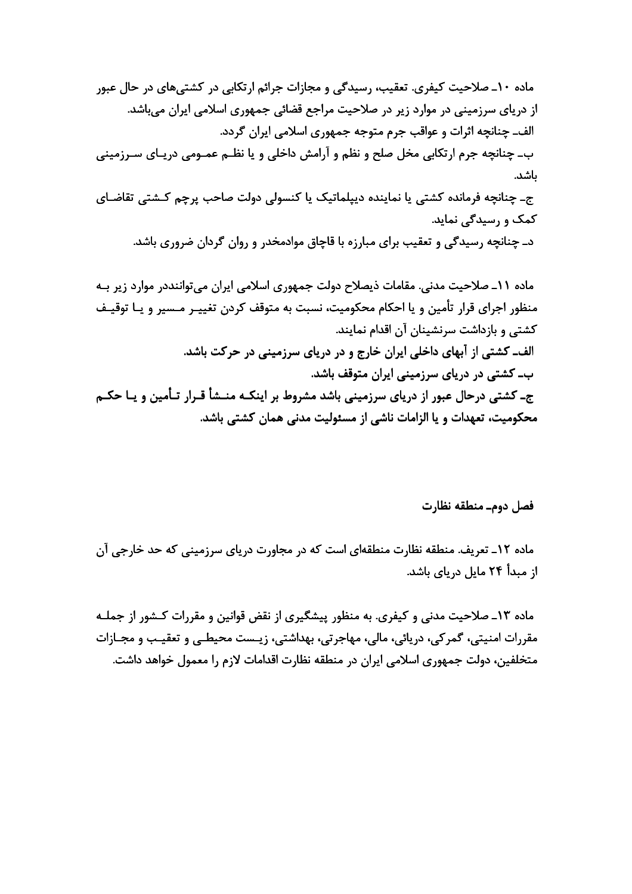ماده ۱۰ـ صلاحیت کیفری. تعقیب، رسیدگی و مجازات جرائم ارتکابی در کشتی‌های در حال عبور از دریای سرزمینی در موارد زیر در صلاحیت مراجع قضائی جمهوری اسلامی ایران می‌باشد.

الف ـ چنانچه اثرات و عواقب جرم متوجه جمهوری اسلامی ایران گردد.

ب ـ چنانچه جرم ارتکابی مخل صلح و نظم و آرامش داخلی و یا نظم عمومی دریای سرزمینی باشد.

ج ـ چنانچه فرمانده کشتی یا نماینده دیپلماتیک یا کنسولی دولت صاحب پرچم کشتی تقاضای کمک و رسیدگی نماید.

د ـ چنانچه رسیدگی و تعقیب برای مبارزه با قاچاق موادمخدر و روان گردان ضروری باشد.

ماده ۱۱ـ صلاحیت مدنی. مقامات ذیصلاح دولت جمهوری اسلامی ایران می‌توانند در موارد زیر به منظور اجرای قرار تأمین و یا احکام محکومیت، نسبت به متوقف کردن تغییر مسیر و یا توقیف کشتی و بازداشت سرنشینان آن اقدام نمایند.

**الف ـ کشتی از آبهای داخلی ایران خارج و در دریای سرزمینی در حرکت باشد.**

**ب ـ کشتی در دریای سرزمینی ایران متوقف باشد.**

**ج ـ کشتی درحال عبور از دریای سرزمینی باشد مشروط بر اینکه منشأ قرار تأمین و یا حکم محکومیت، تعهدات و یا الزامات ناشی از مسئولیت مدنی همان کشتی باشد.**

**فصل دوم ـ منطقه نظارت**

ماده ۱۲ـ تعریف. منطقه نظارت منطقه‌ای است که در مجاورت دریای سرزمینی که حد خارجی آن از مبدأ ۲۴ مایل دریای باشد.

ماده ۱۳ـ صلاحیت مدنی و کیفری. به منظور پیشگیری از نقض قوانین و مقررات کشور از جمله مقررات امنیتی، گمرکی، دریائی، مالی، مهاجرتی، بهداشتی، زیست محیطی و تعقیب و مجازات متخلفین، دولت جمهوری اسلامی ایران در منطقه نظارت اقدامات لازم را معمول خواهد داشت.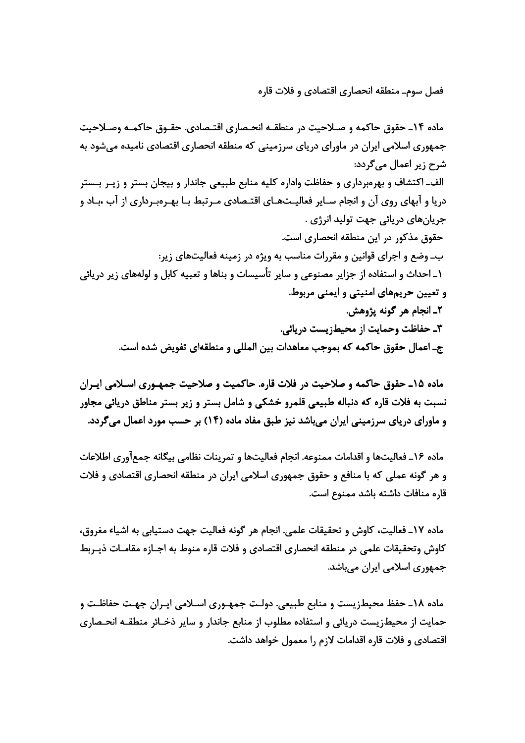## فصل سوم‌ـ منطقه انحصاری اقتصادی و فلات قاره

ماده ۱۴ـ حقوق حاکمه و صلاحیت در منطقه انحصاری اقتصادی. حقوق حاکمه وصلاحیت جمهوری اسلامی ایران در ماورای دریای سرزمینی که منطقه انحصاری اقتصادی نامیده می‌شود به شرح زیر اعمال می‌گردد:

الف‌ـ اکتشاف و بهره‌برداری و حفاظت واداره کلیه منابع طبیعی جاندار و بیجان بستر و زیر بستر دریا و آبهای روی آن و انجام سایر فعالیت‌های اقتصادی مرتبط با بهره‌برداری از آب ،باد و جریان‌های دریائی جهت تولید انرژی .

حقوق مذکور در این منطقه انحصاری است.

ب‌ـ وضع و اجرای قوانین و مقررات مناسب به ویژه در زمینه فعالیت‌های زیر:

۱ـ احداث و استفاده از جزایر مصنوعی و سایر تأسیسات و بناها و تعبیه کابل و لوله‌های زیر دریائی و تعیین حریم‌های امنیتی و ایمنی مربوط.

۲ـ انجام هر گونه پژوهش.

۳ـ حفاظت وحمایت از محیط‌زیست دریائی.

ج‌ـ اعمال حقوق حاکمه که بموجب معاهدات بین المللی و منطقه‌ای تفویض شده است.

ماده ۱۵ـ حقوق حاکمه و صلاحیت در فلات قاره. حاکمیت و صلاحیت جمهوری اسلامی ایران نسبت به فلات قاره که دنباله طبیعی قلمرو خشکی و شامل بستر و زیر بستر مناطق دریائی مجاور و ماورای دریای سرزمینی ایران می‌باشد نیز طبق مفاد ماده (۱۴) بر حسب مورد اعمال می‌گردد.

ماده ۱۶ـ فعالیت‌ها و اقدامات ممنوعه. انجام فعالیت‌ها و تمرینات نظامی بیگانه جمع‌آوری اطلاعات و هر گونه عملی که با منافع و حقوق جمهوری اسلامی ایران در منطقه انحصاری اقتصادی و فلات قاره منافات داشته باشد ممنوع است.

ماده ۱۷ـ فعالیت، کاوش و تحقیقات علمی. انجام هر گونه فعالیت جهت دستیابی به اشیاء مغروق، کاوش وتحقیقات علمی در منطقه انحصاری اقتصادی و فلات قاره منوط به اجازه مقامات ذیربط جمهوری اسلامی ایران می‌باشد.

ماده ۱۸ـ حفظ محیط‌زیست و منابع طبیعی. دولت جمهوری اسلامی ایران جهت حفاظت و حمایت از محیط‌زیست دریائی و استفاده مطلوب از منابع جاندار و سایر ذخائر منطقه انحصاری اقتصادی و فلات قاره اقدامات لازم را معمول خواهد داشت.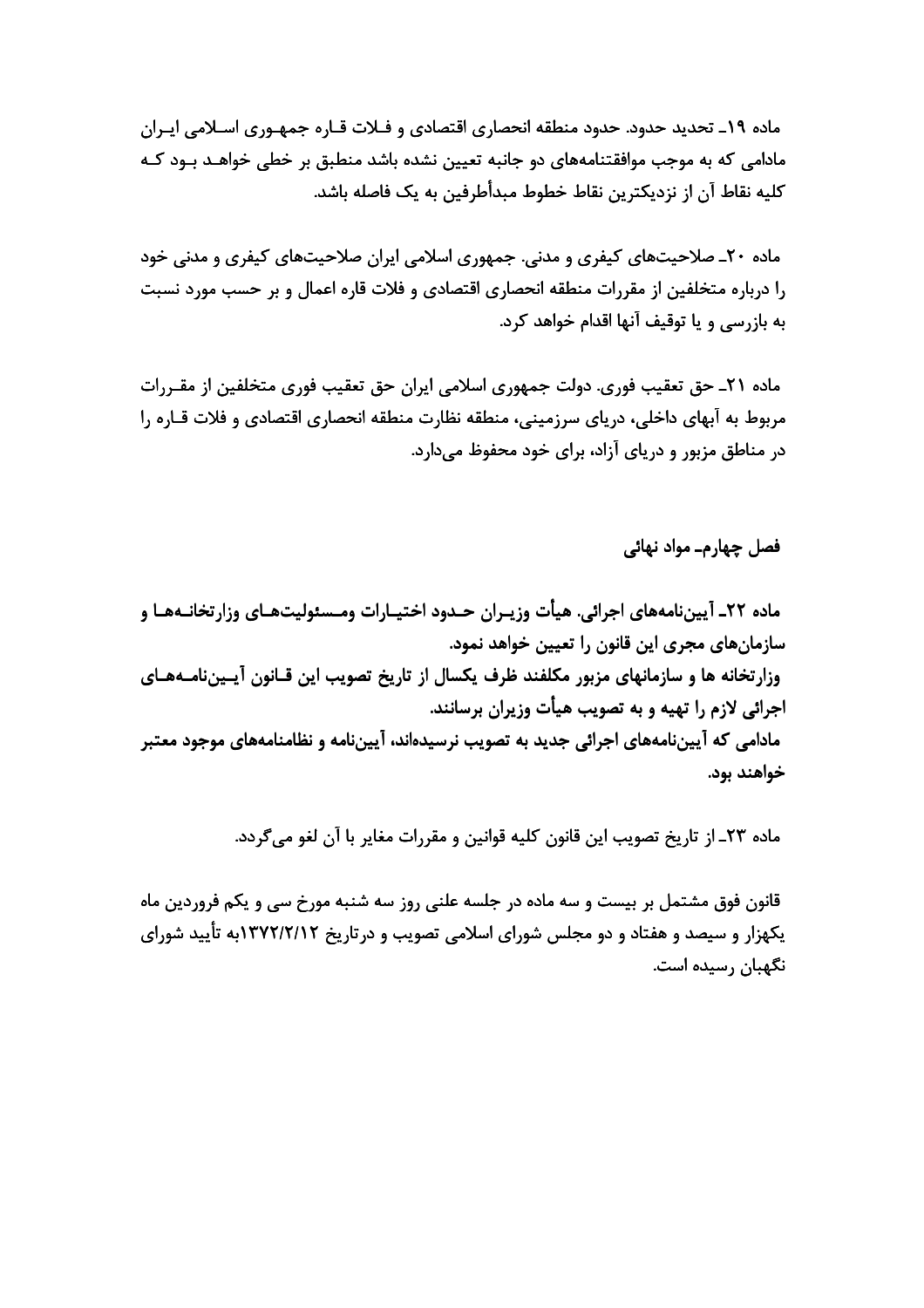ماده ۱۹ـ تحدید حدود. حدود منطقه انحصاری اقتصادی و فلات قاره جمهوری اسلامی ایران مادامی که به موجب موافقتنامه‌های دو جانبه تعیین نشده باشد منطبق بر خطی خواهد بود که کلیه نقاط آن از نزدیکترین نقاط خطوط مبدأطرفین به یک فاصله باشد.

ماده ۲۰ـ صلاحیت‌های کیفری و مدنی. جمهوری اسلامی ایران صلاحیت‌های کیفری و مدنی خود را درباره متخلفین از مقررات منطقه انحصاری اقتصادی و فلات قاره اعمال و بر حسب مورد نسبت به بازرسی و یا توقیف آنها اقدام خواهد کرد.

ماده ۲۱ـ حق تعقیب فوری. دولت جمهوری اسلامی ایران حق تعقیب فوری متخلفین از مقررات مربوط به آبهای داخلی، دریای سرزمینی، منطقه نظارت منطقه انحصاری اقتصادی و فلات قاره را در مناطق مزبور و دریای آزاد، برای خود محفوظ می‌دارد.

## فصل چهارم- مواد نهائی

**ماده ۲۲ـ آیین‌نامه‌های اجرائی. هیأت وزیران حدود اختیارات ومسئولیت‌های وزارتخانه‌ها و سازمان‌های مجری این قانون را تعیین خواهد نمود.**
**وزارتخانه ها و سازمانهای مزبور مکلفند ظرف یکسال از تاریخ تصویب این قانون آیین‌نامه‌های اجرائی لازم را تهیه و به تصویب هیأت وزیران برسانند.**
**مادامی که آیین‌نامه‌های اجرائی جدید به تصویب نرسیده‌اند، آیین‌نامه و نظامنامه‌های موجود معتبر خواهند بود.**

ماده ۲۳ـ از تاریخ تصویب این قانون کلیه قوانین و مقررات مغایر با آن لغو می‌گردد.

قانون فوق مشتمل بر بیست و سه ماده در جلسه علنی روز سه شنبه مورخ سی و یکم فروردین ماه یکهزار و سیصد و هفتاد و دو مجلس شورای اسلامی تصویب و درتاریخ ۱۳۷۲/۲/۱۲به تأیید شورای نگهبان رسیده است.